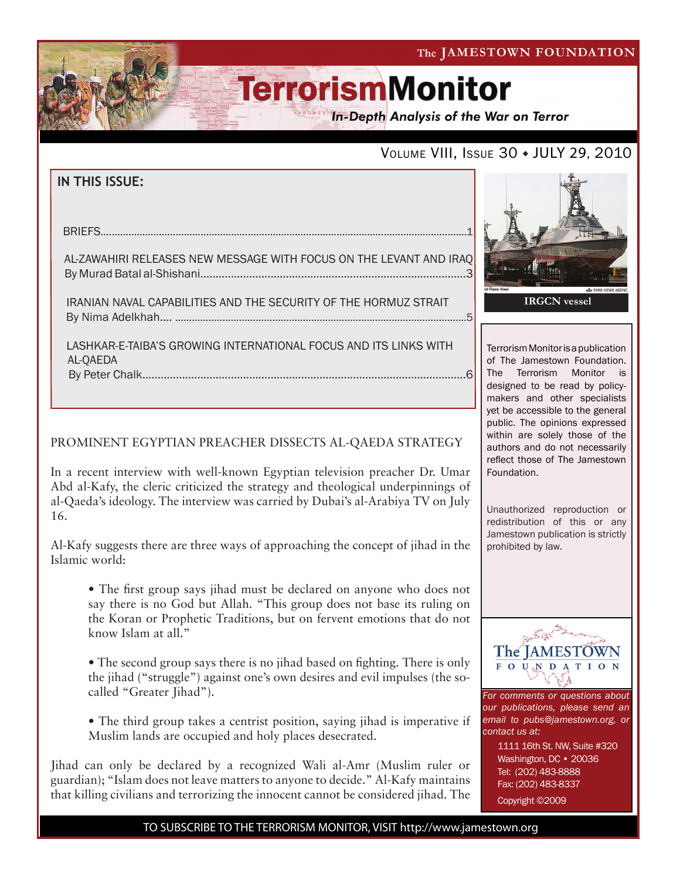The JAMESTOWN FOUNDATION

# TerrorismMonitor

*In-Depth Analysis of the War on Terror*

VOLUME VIII, ISSUE 30 ♦ JULY 29, 2010

## IN THIS ISSUE:

BRIEFS............................................................1

AL-ZAWAHIRI RELEASES NEW MESSAGE WITH FOCUS ON THE LEVANT AND IRAQ
By Murad Batal al-Shishani............................................................3

IRANIAN NAVAL CAPABILITIES AND THE SECURITY OF THE HORMUZ STRAIT
By Nima Adelkhah.... ............................................................5

LASHKAR-E-TAIBA'S GROWING INTERNATIONAL FOCUS AND ITS LINKS WITH AL-QAEDA
By Peter Chalk............................................................6

IRGCN vessel

Terrorism Monitor is a publication of The Jamestown Foundation. The Terrorism Monitor is designed to be read by policy-makers and other specialists yet be accessible to the general public. The opinions expressed within are solely those of the authors and do not necessarily reflect those of The Jamestown Foundation.

Unauthorized reproduction or redistribution of this or any Jamestown publication is strictly prohibited by law.

*For comments or questions about our publications, please send an email to pubs@jamestown.org, or contact us at:*

1111 16th St. NW, Suite #320
Washington, DC • 20036
Tel: (202) 483-8888
Fax: (202) 483-8337
Copyright ©2009

## PROMINENT EGYPTIAN PREACHER DISSECTS AL-QAEDA STRATEGY

In a recent interview with well-known Egyptian television preacher Dr. Umar Abd al-Kafy, the cleric criticized the strategy and theological underpinnings of al-Qaeda's ideology. The interview was carried by Dubai's al-Arabiya TV on July 16.

Al-Kafy suggests there are three ways of approaching the concept of jihad in the Islamic world:

- The first group says jihad must be declared on anyone who does not say there is no God but Allah. "This group does not base its ruling on the Koran or Prophetic Traditions, but on fervent emotions that do not know Islam at all."

- The second group says there is no jihad based on fighting. There is only the jihad ("struggle") against one's own desires and evil impulses (the so-called "Greater Jihad").

- The third group takes a centrist position, saying jihad is imperative if Muslim lands are occupied and holy places desecrated.

Jihad can only be declared by a recognized Wali al-Amr (Muslim ruler or guardian); "Islam does not leave matters to anyone to decide." Al-Kafy maintains that killing civilians and terrorizing the innocent cannot be considered jihad. The

TO SUBSCRIBE TO THE TERRORISM MONITOR, VISIT http://www.jamestown.org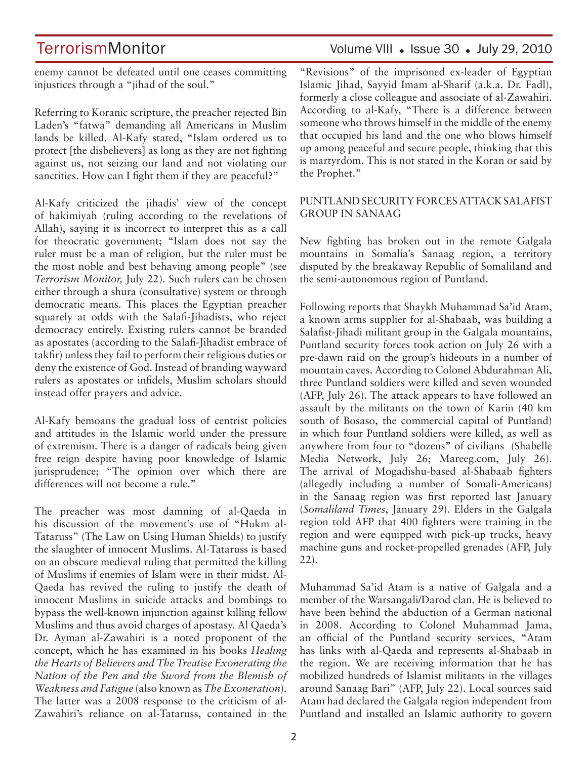enemy cannot be defeated until one ceases committing injustices through a "jihad of the soul."

Referring to Koranic scripture, the preacher rejected Bin Laden's "fatwa" demanding all Americans in Muslim lands be killed. Al-Kafy stated, "Islam ordered us to protect [the disbelievers] as long as they are not fighting against us, not seizing our land and not violating our sanctities. How can I fight them if they are peaceful?"

Al-Kafy criticized the jihadis' view of the concept of hakimiyah (ruling according to the revelations of Allah), saying it is incorrect to interpret this as a call for theocratic government; "Islam does not say the ruler must be a man of religion, but the ruler must be the most noble and best behaving among people" (see *Terrorism Monitor,* July 22). Such rulers can be chosen either through a shura (consultative) system or through democratic means. This places the Egyptian preacher squarely at odds with the Salafi-Jihadists, who reject democracy entirely. Existing rulers cannot be branded as apostates (according to the Salafi-Jihadist embrace of takfir) unless they fail to perform their religious duties or deny the existence of God. Instead of branding wayward rulers as apostates or infidels, Muslim scholars should instead offer prayers and advice.

Al-Kafy bemoans the gradual loss of centrist policies and attitudes in the Islamic world under the pressure of extremism. There is a danger of radicals being given free reign despite having poor knowledge of Islamic jurisprudence; "The opinion over which there are differences will not become a rule."

The preacher was most damning of al-Qaeda in his discussion of the movement's use of "Hukm al-Tataruss" (The Law on Using Human Shields) to justify the slaughter of innocent Muslims. Al-Tataruss is based on an obscure medieval ruling that permitted the killing of Muslims if enemies of Islam were in their midst. Al-Qaeda has revived the ruling to justify the death of innocent Muslims in suicide attacks and bombings to bypass the well-known injunction against killing fellow Muslims and thus avoid charges of apostasy. Al Qaeda's Dr. Ayman al-Zawahiri is a noted proponent of the concept, which he has examined in his books *Healing the Hearts of Believers and The Treatise Exonerating the Nation of the Pen and the Sword from the Blemish of Weakness and Fatigue* (also known as *The Exoneration*). The latter was a 2008 response to the criticism of al-Zawahiri's reliance on al-Tataruss, contained in the "Revisions" of the imprisoned ex-leader of Egyptian Islamic Jihad, Sayyid Imam al-Sharif (a.k.a. Dr. Fadl), formerly a close colleague and associate of al-Zawahiri. According to al-Kafy, "There is a difference between someone who throws himself in the middle of the enemy that occupied his land and the one who blows himself up among peaceful and secure people, thinking that this is martyrdom. This is not stated in the Koran or said by the Prophet."

## PUNTLAND SECURITY FORCES ATTACK SALAFIST GROUP IN SANAAG

New fighting has broken out in the remote Galgala mountains in Somalia's Sanaag region, a territory disputed by the breakaway Republic of Somaliland and the semi-autonomous region of Puntland.

Following reports that Shaykh Muhammad Sa'id Atam, a known arms supplier for al-Shabaab, was building a Salafist-Jihadi militant group in the Galgala mountains, Puntland security forces took action on July 26 with a pre-dawn raid on the group's hideouts in a number of mountain caves. According to Colonel Abdurahman Ali, three Puntland soldiers were killed and seven wounded (AFP, July 26). The attack appears to have followed an assault by the militants on the town of Karin (40 km south of Bosaso, the commercial capital of Puntland) in which four Puntland soldiers were killed, as well as anywhere from four to "dozens" of civilians (Shabelle Media Network, July 26; Mareeg.com, July 26). The arrival of Mogadishu-based al-Shabaab fighters (allegedly including a number of Somali-Americans) in the Sanaag region was first reported last January (*Somaliland Times*, January 29). Elders in the Galgala region told AFP that 400 fighters were training in the region and were equipped with pick-up trucks, heavy machine guns and rocket-propelled grenades (AFP, July 22).

Muhammad Sa'id Atam is a native of Galgala and a member of the Warsangali/Darod clan. He is believed to have been behind the abduction of a German national in 2008. According to Colonel Muhammad Jama, an official of the Puntland security services, "Atam has links with al-Qaeda and represents al-Shabaab in the region. We are receiving information that he has mobilized hundreds of Islamist militants in the villages around Sanaag Bari" (AFP, July 22). Local sources said Atam had declared the Galgala region independent from Puntland and installed an Islamic authority to govern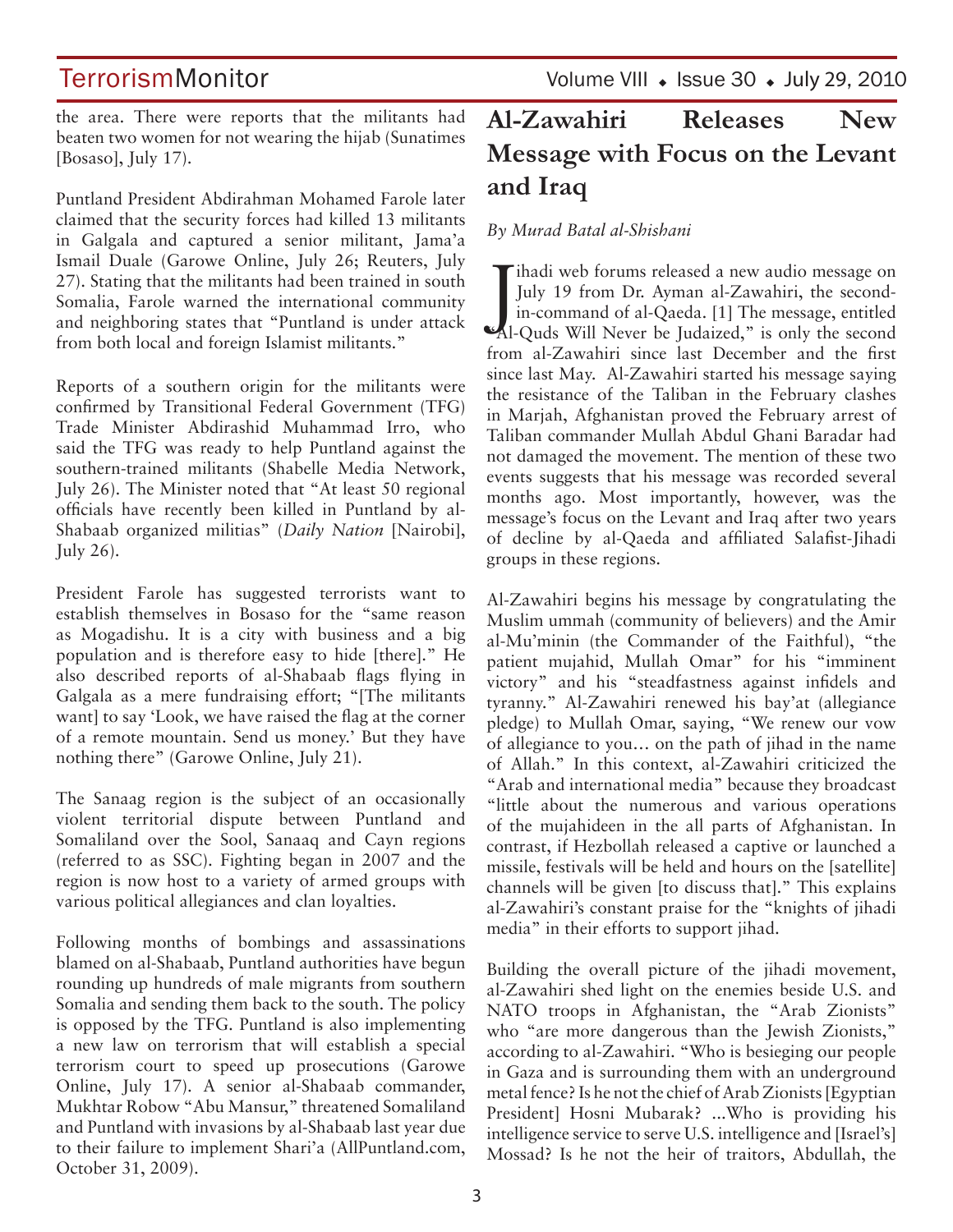the area. There were reports that the militants had beaten two women for not wearing the hijab (Sunatimes [Bosaso], July 17).

Puntland President Abdirahman Mohamed Farole later claimed that the security forces had killed 13 militants in Galgala and captured a senior militant, Jama'a Ismail Duale (Garowe Online, July 26; Reuters, July 27). Stating that the militants had been trained in south Somalia, Farole warned the international community and neighboring states that "Puntland is under attack from both local and foreign Islamist militants."

Reports of a southern origin for the militants were confirmed by Transitional Federal Government (TFG) Trade Minister Abdirashid Muhammad Irro, who said the TFG was ready to help Puntland against the southern-trained militants (Shabelle Media Network, July 26). The Minister noted that "At least 50 regional officials have recently been killed in Puntland by al-Shabaab organized militias" (*Daily Nation* [Nairobi], July 26).

President Farole has suggested terrorists want to establish themselves in Bosaso for the "same reason as Mogadishu. It is a city with business and a big population and is therefore easy to hide [there]." He also described reports of al-Shabaab flags flying in Galgala as a mere fundraising effort; "[The militants want] to say 'Look, we have raised the flag at the corner of a remote mountain. Send us money.' But they have nothing there" (Garowe Online, July 21).

The Sanaag region is the subject of an occasionally violent territorial dispute between Puntland and Somaliland over the Sool, Sanaaq and Cayn regions (referred to as SSC). Fighting began in 2007 and the region is now host to a variety of armed groups with various political allegiances and clan loyalties.

Following months of bombings and assassinations blamed on al-Shabaab, Puntland authorities have begun rounding up hundreds of male migrants from southern Somalia and sending them back to the south. The policy is opposed by the TFG. Puntland is also implementing a new law on terrorism that will establish a special terrorism court to speed up prosecutions (Garowe Online, July 17). A senior al-Shabaab commander, Mukhtar Robow "Abu Mansur," threatened Somaliland and Puntland with invasions by al-Shabaab last year due to their failure to implement Shari'a (AllPuntland.com, October 31, 2009).

# Al-Zawahiri Releases New Message with Focus on the Levant and Iraq

*By Murad Batal al-Shishani*

Jihadi web forums released a new audio message on July 19 from Dr. Ayman al-Zawahiri, the second-in-command of al-Qaeda. [1] The message, entitled "Al-Quds Will Never be Judaized," is only the second from al-Zawahiri since last December and the first since last May. Al-Zawahiri started his message saying the resistance of the Taliban in the February clashes in Marjah, Afghanistan proved the February arrest of Taliban commander Mullah Abdul Ghani Baradar had not damaged the movement. The mention of these two events suggests that his message was recorded several months ago. Most importantly, however, was the message's focus on the Levant and Iraq after two years of decline by al-Qaeda and affiliated Salafist-Jihadi groups in these regions.

Al-Zawahiri begins his message by congratulating the Muslim ummah (community of believers) and the Amir al-Mu'minin (the Commander of the Faithful), "the patient mujahid, Mullah Omar" for his "imminent victory" and his "steadfastness against infidels and tyranny." Al-Zawahiri renewed his bay'at (allegiance pledge) to Mullah Omar, saying, "We renew our vow of allegiance to you… on the path of jihad in the name of Allah." In this context, al-Zawahiri criticized the "Arab and international media" because they broadcast "little about the numerous and various operations of the mujahideen in the all parts of Afghanistan. In contrast, if Hezbollah released a captive or launched a missile, festivals will be held and hours on the [satellite] channels will be given [to discuss that]." This explains al-Zawahiri's constant praise for the "knights of jihadi media" in their efforts to support jihad.

Building the overall picture of the jihadi movement, al-Zawahiri shed light on the enemies beside U.S. and NATO troops in Afghanistan, the "Arab Zionists" who "are more dangerous than the Jewish Zionists," according to al-Zawahiri. "Who is besieging our people in Gaza and is surrounding them with an underground metal fence? Is he not the chief of Arab Zionists [Egyptian President] Hosni Mubarak? ...Who is providing his intelligence service to serve U.S. intelligence and [Israel's] Mossad? Is he not the heir of traitors, Abdullah, the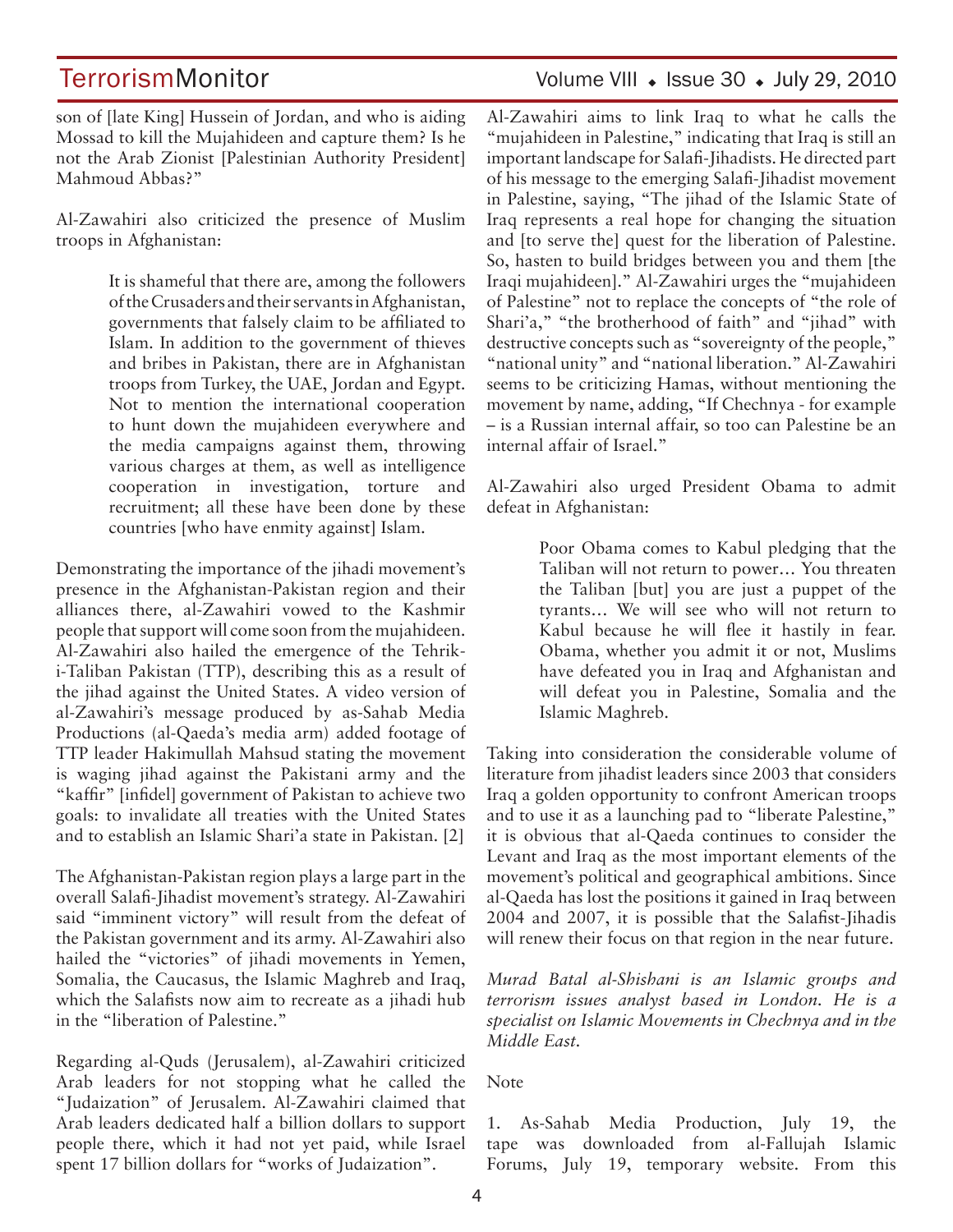son of [late King] Hussein of Jordan, and who is aiding Mossad to kill the Mujahideen and capture them? Is he not the Arab Zionist [Palestinian Authority President] Mahmoud Abbas?"

Al-Zawahiri also criticized the presence of Muslim troops in Afghanistan:

> It is shameful that there are, among the followers of the Crusaders and their servants in Afghanistan, governments that falsely claim to be affiliated to Islam. In addition to the government of thieves and bribes in Pakistan, there are in Afghanistan troops from Turkey, the UAE, Jordan and Egypt. Not to mention the international cooperation to hunt down the mujahideen everywhere and the media campaigns against them, throwing various charges at them, as well as intelligence cooperation in investigation, torture and recruitment; all these have been done by these countries [who have enmity against] Islam.

Demonstrating the importance of the jihadi movement's presence in the Afghanistan-Pakistan region and their alliances there, al-Zawahiri vowed to the Kashmir people that support will come soon from the mujahideen. Al-Zawahiri also hailed the emergence of the Tehrik-i-Taliban Pakistan (TTP), describing this as a result of the jihad against the United States. A video version of al-Zawahiri's message produced by as-Sahab Media Productions (al-Qaeda's media arm) added footage of TTP leader Hakimullah Mahsud stating the movement is waging jihad against the Pakistani army and the "kaffir" [infidel] government of Pakistan to achieve two goals: to invalidate all treaties with the United States and to establish an Islamic Shari'a state in Pakistan. [2]

The Afghanistan-Pakistan region plays a large part in the overall Salafi-Jihadist movement's strategy. Al-Zawahiri said "imminent victory" will result from the defeat of the Pakistan government and its army. Al-Zawahiri also hailed the "victories" of jihadi movements in Yemen, Somalia, the Caucasus, the Islamic Maghreb and Iraq, which the Salafists now aim to recreate as a jihadi hub in the "liberation of Palestine."

Regarding al-Quds (Jerusalem), al-Zawahiri criticized Arab leaders for not stopping what he called the "Judaization" of Jerusalem. Al-Zawahiri claimed that Arab leaders dedicated half a billion dollars to support people there, which it had not yet paid, while Israel spent 17 billion dollars for "works of Judaization".

Al-Zawahiri aims to link Iraq to what he calls the "mujahideen in Palestine," indicating that Iraq is still an important landscape for Salafi-Jihadists. He directed part of his message to the emerging Salafi-Jihadist movement in Palestine, saying, "The jihad of the Islamic State of Iraq represents a real hope for changing the situation and [to serve the] quest for the liberation of Palestine. So, hasten to build bridges between you and them [the Iraqi mujahideen]." Al-Zawahiri urges the "mujahideen of Palestine" not to replace the concepts of "the role of Shari'a," "the brotherhood of faith" and "jihad" with destructive concepts such as "sovereignty of the people," "national unity" and "national liberation." Al-Zawahiri seems to be criticizing Hamas, without mentioning the movement by name, adding, "If Chechnya - for example – is a Russian internal affair, so too can Palestine be an internal affair of Israel."

Al-Zawahiri also urged President Obama to admit defeat in Afghanistan:

> Poor Obama comes to Kabul pledging that the Taliban will not return to power… You threaten the Taliban [but] you are just a puppet of the tyrants… We will see who will not return to Kabul because he will flee it hastily in fear. Obama, whether you admit it or not, Muslims have defeated you in Iraq and Afghanistan and will defeat you in Palestine, Somalia and the Islamic Maghreb.

Taking into consideration the considerable volume of literature from jihadist leaders since 2003 that considers Iraq a golden opportunity to confront American troops and to use it as a launching pad to "liberate Palestine," it is obvious that al-Qaeda continues to consider the Levant and Iraq as the most important elements of the movement's political and geographical ambitions. Since al-Qaeda has lost the positions it gained in Iraq between 2004 and 2007, it is possible that the Salafist-Jihadis will renew their focus on that region in the near future.

*Murad Batal al-Shishani is an Islamic groups and terrorism issues analyst based in London. He is a specialist on Islamic Movements in Chechnya and in the Middle East.*

Note

1. As-Sahab Media Production, July 19, the tape was downloaded from al-Fallujah Islamic Forums, July 19, temporary website. From this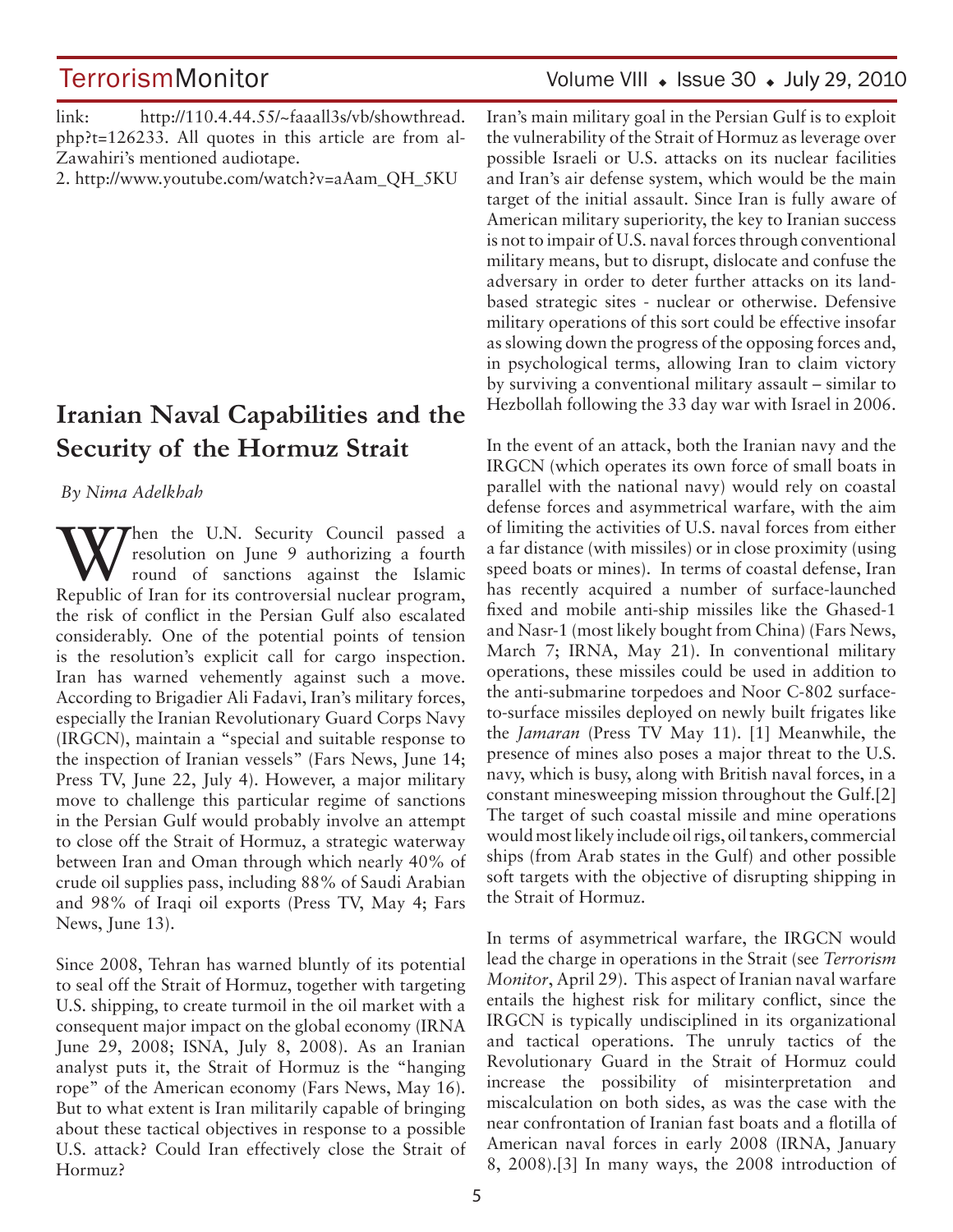link: http://110.4.44.55/~faaall3s/vb/showthread.php?t=126233. All quotes in this article are from al-Zawahiri's mentioned audiotape.

2. http://www.youtube.com/watch?v=aAam_QH_5KU

## Iranian Naval Capabilities and the Security of the Hormuz Strait

*By Nima Adelkhah*

When the U.N. Security Council passed a resolution on June 9 authorizing a fourth round of sanctions against the Islamic Republic of Iran for its controversial nuclear program, the risk of conflict in the Persian Gulf also escalated considerably. One of the potential points of tension is the resolution's explicit call for cargo inspection. Iran has warned vehemently against such a move. According to Brigadier Ali Fadavi, Iran's military forces, especially the Iranian Revolutionary Guard Corps Navy (IRGCN), maintain a "special and suitable response to the inspection of Iranian vessels" (Fars News, June 14; Press TV, June 22, July 4). However, a major military move to challenge this particular regime of sanctions in the Persian Gulf would probably involve an attempt to close off the Strait of Hormuz, a strategic waterway between Iran and Oman through which nearly 40% of crude oil supplies pass, including 88% of Saudi Arabian and 98% of Iraqi oil exports (Press TV, May 4; Fars News, June 13).

Since 2008, Tehran has warned bluntly of its potential to seal off the Strait of Hormuz, together with targeting U.S. shipping, to create turmoil in the oil market with a consequent major impact on the global economy (IRNA June 29, 2008; ISNA, July 8, 2008). As an Iranian analyst puts it, the Strait of Hormuz is the "hanging rope" of the American economy (Fars News, May 16). But to what extent is Iran militarily capable of bringing about these tactical objectives in response to a possible U.S. attack? Could Iran effectively close the Strait of Hormuz?

Iran's main military goal in the Persian Gulf is to exploit the vulnerability of the Strait of Hormuz as leverage over possible Israeli or U.S. attacks on its nuclear facilities and Iran's air defense system, which would be the main target of the initial assault. Since Iran is fully aware of American military superiority, the key to Iranian success is not to impair of U.S. naval forces through conventional military means, but to disrupt, dislocate and confuse the adversary in order to deter further attacks on its land-based strategic sites - nuclear or otherwise. Defensive military operations of this sort could be effective insofar as slowing down the progress of the opposing forces and, in psychological terms, allowing Iran to claim victory by surviving a conventional military assault – similar to Hezbollah following the 33 day war with Israel in 2006.

In the event of an attack, both the Iranian navy and the IRGCN (which operates its own force of small boats in parallel with the national navy) would rely on coastal defense forces and asymmetrical warfare, with the aim of limiting the activities of U.S. naval forces from either a far distance (with missiles) or in close proximity (using speed boats or mines). In terms of coastal defense, Iran has recently acquired a number of surface-launched fixed and mobile anti-ship missiles like the Ghased-1 and Nasr-1 (most likely bought from China) (Fars News, March 7; IRNA, May 21). In conventional military operations, these missiles could be used in addition to the anti-submarine torpedoes and Noor C-802 surface-to-surface missiles deployed on newly built frigates like the *Jamaran* (Press TV May 11). [1] Meanwhile, the presence of mines also poses a major threat to the U.S. navy, which is busy, along with British naval forces, in a constant minesweeping mission throughout the Gulf.[2] The target of such coastal missile and mine operations would most likely include oil rigs, oil tankers, commercial ships (from Arab states in the Gulf) and other possible soft targets with the objective of disrupting shipping in the Strait of Hormuz.

In terms of asymmetrical warfare, the IRGCN would lead the charge in operations in the Strait (see *Terrorism Monitor*, April 29). This aspect of Iranian naval warfare entails the highest risk for military conflict, since the IRGCN is typically undisciplined in its organizational and tactical operations. The unruly tactics of the Revolutionary Guard in the Strait of Hormuz could increase the possibility of misinterpretation and miscalculation on both sides, as was the case with the near confrontation of Iranian fast boats and a flotilla of American naval forces in early 2008 (IRNA, January 8, 2008).[3] In many ways, the 2008 introduction of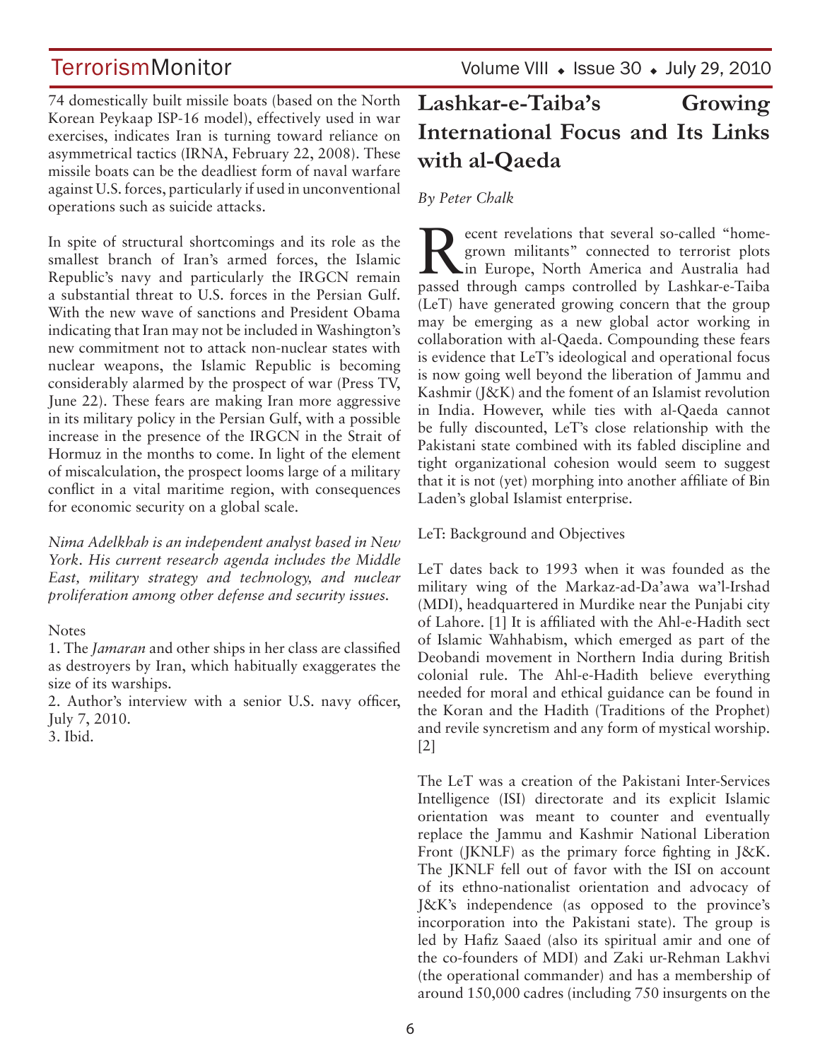74 domestically built missile boats (based on the North Korean Peykaap ISP-16 model), effectively used in war exercises, indicates Iran is turning toward reliance on asymmetrical tactics (IRNA, February 22, 2008). These missile boats can be the deadliest form of naval warfare against U.S. forces, particularly if used in unconventional operations such as suicide attacks.

In spite of structural shortcomings and its role as the smallest branch of Iran's armed forces, the Islamic Republic's navy and particularly the IRGCN remain a substantial threat to U.S. forces in the Persian Gulf. With the new wave of sanctions and President Obama indicating that Iran may not be included in Washington's new commitment not to attack non-nuclear states with nuclear weapons, the Islamic Republic is becoming considerably alarmed by the prospect of war (Press TV, June 22). These fears are making Iran more aggressive in its military policy in the Persian Gulf, with a possible increase in the presence of the IRGCN in the Strait of Hormuz in the months to come. In light of the element of miscalculation, the prospect looms large of a military conflict in a vital maritime region, with consequences for economic security on a global scale.

*Nima Adelkhah is an independent analyst based in New York. His current research agenda includes the Middle East, military strategy and technology, and nuclear proliferation among other defense and security issues.*

Notes

1. The *Jamaran* and other ships in her class are classified as destroyers by Iran, which habitually exaggerates the size of its warships.
2. Author's interview with a senior U.S. navy officer, July 7, 2010.
3. Ibid.

# Lashkar-e-Taiba's Growing International Focus and Its Links with al-Qaeda

*By Peter Chalk*

Recent revelations that several so-called "home-grown militants" connected to terrorist plots in Europe, North America and Australia had passed through camps controlled by Lashkar-e-Taiba (LeT) have generated growing concern that the group may be emerging as a new global actor working in collaboration with al-Qaeda. Compounding these fears is evidence that LeT's ideological and operational focus is now going well beyond the liberation of Jammu and Kashmir (J&K) and the foment of an Islamist revolution in India. However, while ties with al-Qaeda cannot be fully discounted, LeT's close relationship with the Pakistani state combined with its fabled discipline and tight organizational cohesion would seem to suggest that it is not (yet) morphing into another affiliate of Bin Laden's global Islamist enterprise.

LeT: Background and Objectives

LeT dates back to 1993 when it was founded as the military wing of the Markaz-ad-Da'awa wa'l-Irshad (MDI), headquartered in Murdike near the Punjabi city of Lahore. [1] It is affiliated with the Ahl-e-Hadith sect of Islamic Wahhabism, which emerged as part of the Deobandi movement in Northern India during British colonial rule. The Ahl-e-Hadith believe everything needed for moral and ethical guidance can be found in the Koran and the Hadith (Traditions of the Prophet) and revile syncretism and any form of mystical worship. [2]

The LeT was a creation of the Pakistani Inter-Services Intelligence (ISI) directorate and its explicit Islamic orientation was meant to counter and eventually replace the Jammu and Kashmir National Liberation Front (JKNLF) as the primary force fighting in J&K. The JKNLF fell out of favor with the ISI on account of its ethno-nationalist orientation and advocacy of J&K's independence (as opposed to the province's incorporation into the Pakistani state). The group is led by Hafiz Saaed (also its spiritual amir and one of the co-founders of MDI) and Zaki ur-Rehman Lakhvi (the operational commander) and has a membership of around 150,000 cadres (including 750 insurgents on the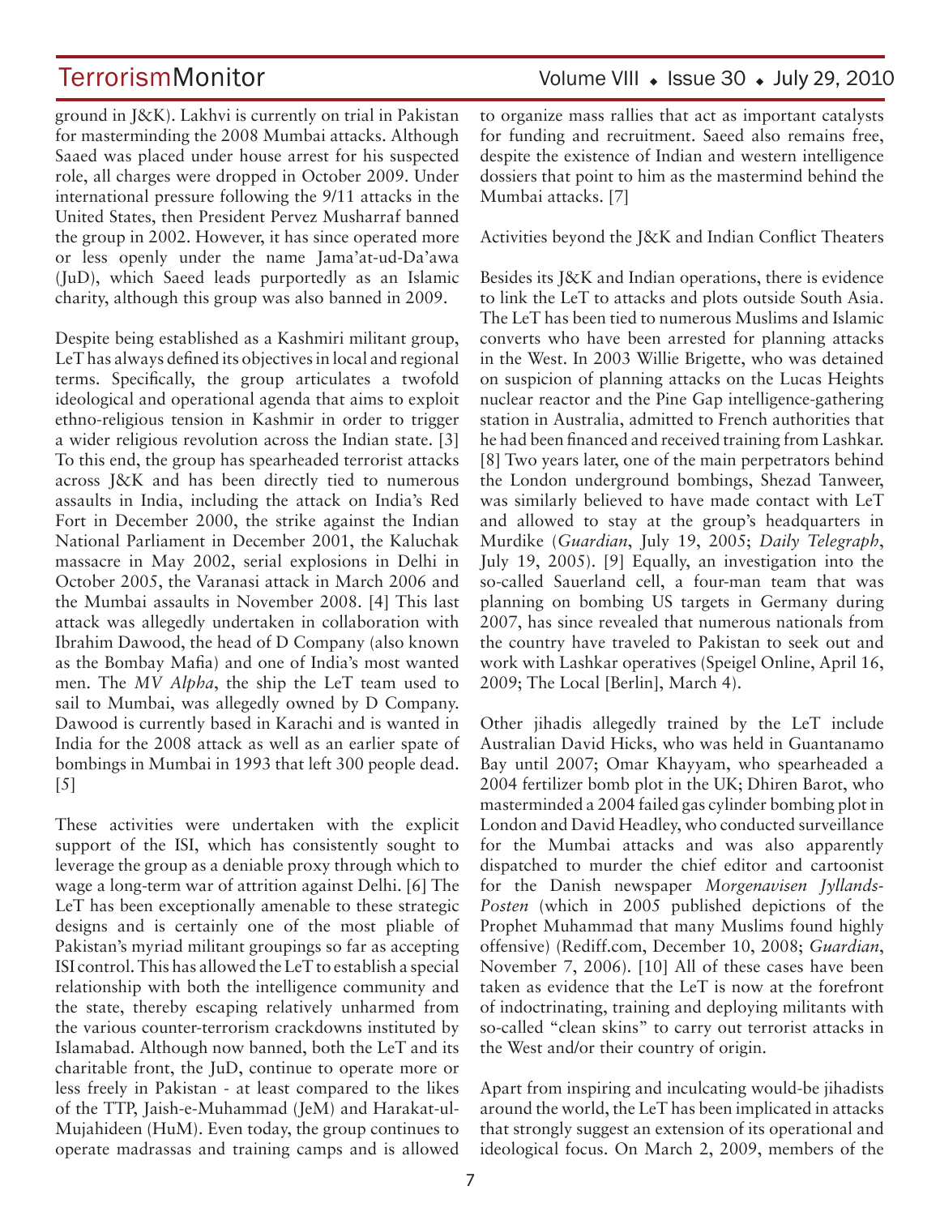ground in J&K). Lakhvi is currently on trial in Pakistan for masterminding the 2008 Mumbai attacks. Although Saaed was placed under house arrest for his suspected role, all charges were dropped in October 2009. Under international pressure following the 9/11 attacks in the United States, then President Pervez Musharraf banned the group in 2002. However, it has since operated more or less openly under the name Jama'at-ud-Da'awa (JuD), which Saeed leads purportedly as an Islamic charity, although this group was also banned in 2009.

Despite being established as a Kashmiri militant group, LeT has always defined its objectives in local and regional terms. Specifically, the group articulates a twofold ideological and operational agenda that aims to exploit ethno-religious tension in Kashmir in order to trigger a wider religious revolution across the Indian state. [3] To this end, the group has spearheaded terrorist attacks across J&K and has been directly tied to numerous assaults in India, including the attack on India's Red Fort in December 2000, the strike against the Indian National Parliament in December 2001, the Kaluchak massacre in May 2002, serial explosions in Delhi in October 2005, the Varanasi attack in March 2006 and the Mumbai assaults in November 2008. [4] This last attack was allegedly undertaken in collaboration with Ibrahim Dawood, the head of D Company (also known as the Bombay Mafia) and one of India's most wanted men. The *MV Alpha*, the ship the LeT team used to sail to Mumbai, was allegedly owned by D Company. Dawood is currently based in Karachi and is wanted in India for the 2008 attack as well as an earlier spate of bombings in Mumbai in 1993 that left 300 people dead. [5]

These activities were undertaken with the explicit support of the ISI, which has consistently sought to leverage the group as a deniable proxy through which to wage a long-term war of attrition against Delhi. [6] The LeT has been exceptionally amenable to these strategic designs and is certainly one of the most pliable of Pakistan's myriad militant groupings so far as accepting ISI control. This has allowed the LeT to establish a special relationship with both the intelligence community and the state, thereby escaping relatively unharmed from the various counter-terrorism crackdowns instituted by Islamabad. Although now banned, both the LeT and its charitable front, the JuD, continue to operate more or less freely in Pakistan - at least compared to the likes of the TTP, Jaish-e-Muhammad (JeM) and Harakat-ul-Mujahideen (HuM). Even today, the group continues to operate madrassas and training camps and is allowed to organize mass rallies that act as important catalysts for funding and recruitment. Saeed also remains free, despite the existence of Indian and western intelligence dossiers that point to him as the mastermind behind the Mumbai attacks. [7]

Activities beyond the J&K and Indian Conflict Theaters

Besides its J&K and Indian operations, there is evidence to link the LeT to attacks and plots outside South Asia. The LeT has been tied to numerous Muslims and Islamic converts who have been arrested for planning attacks in the West. In 2003 Willie Brigette, who was detained on suspicion of planning attacks on the Lucas Heights nuclear reactor and the Pine Gap intelligence-gathering station in Australia, admitted to French authorities that he had been financed and received training from Lashkar. [8] Two years later, one of the main perpetrators behind the London underground bombings, Shezad Tanweer, was similarly believed to have made contact with LeT and allowed to stay at the group's headquarters in Murdike (*Guardian*, July 19, 2005; *Daily Telegraph*, July 19, 2005). [9] Equally, an investigation into the so-called Sauerland cell, a four-man team that was planning on bombing US targets in Germany during 2007, has since revealed that numerous nationals from the country have traveled to Pakistan to seek out and work with Lashkar operatives (Speigel Online, April 16, 2009; The Local [Berlin], March 4).

Other jihadis allegedly trained by the LeT include Australian David Hicks, who was held in Guantanamo Bay until 2007; Omar Khayyam, who spearheaded a 2004 fertilizer bomb plot in the UK; Dhiren Barot, who masterminded a 2004 failed gas cylinder bombing plot in London and David Headley, who conducted surveillance for the Mumbai attacks and was also apparently dispatched to murder the chief editor and cartoonist for the Danish newspaper *Morgenavisen Jyllands-Posten* (which in 2005 published depictions of the Prophet Muhammad that many Muslims found highly offensive) (Rediff.com, December 10, 2008; *Guardian*, November 7, 2006). [10] All of these cases have been taken as evidence that the LeT is now at the forefront of indoctrinating, training and deploying militants with so-called "clean skins" to carry out terrorist attacks in the West and/or their country of origin.

Apart from inspiring and inculcating would-be jihadists around the world, the LeT has been implicated in attacks that strongly suggest an extension of its operational and ideological focus. On March 2, 2009, members of the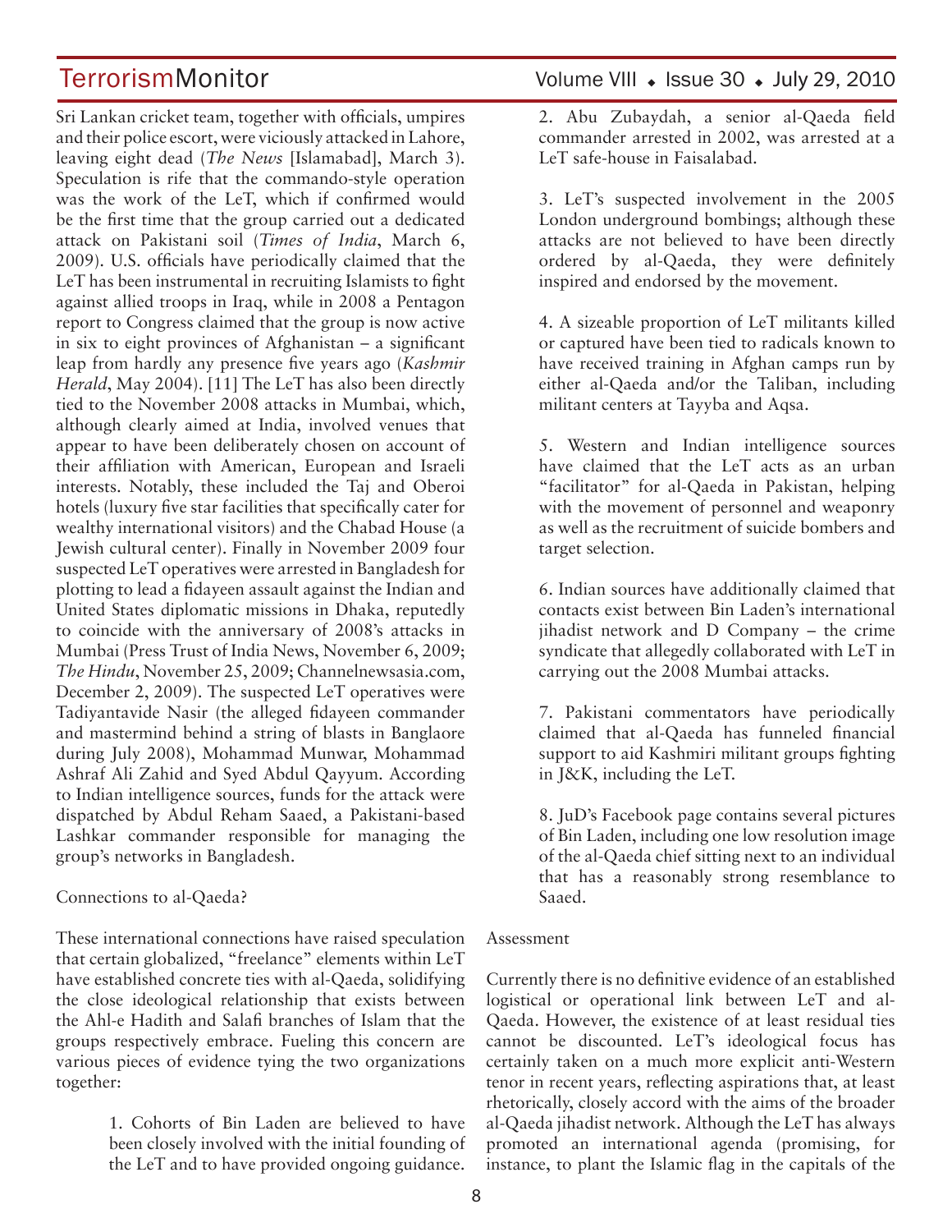Sri Lankan cricket team, together with officials, umpires and their police escort, were viciously attacked in Lahore, leaving eight dead (*The News* [Islamabad], March 3). Speculation is rife that the commando-style operation was the work of the LeT, which if confirmed would be the first time that the group carried out a dedicated attack on Pakistani soil (*Times of India*, March 6, 2009). U.S. officials have periodically claimed that the LeT has been instrumental in recruiting Islamists to fight against allied troops in Iraq, while in 2008 a Pentagon report to Congress claimed that the group is now active in six to eight provinces of Afghanistan – a significant leap from hardly any presence five years ago (*Kashmir Herald*, May 2004). [11] The LeT has also been directly tied to the November 2008 attacks in Mumbai, which, although clearly aimed at India, involved venues that appear to have been deliberately chosen on account of their affiliation with American, European and Israeli interests. Notably, these included the Taj and Oberoi hotels (luxury five star facilities that specifically cater for wealthy international visitors) and the Chabad House (a Jewish cultural center). Finally in November 2009 four suspected LeT operatives were arrested in Bangladesh for plotting to lead a fidayeen assault against the Indian and United States diplomatic missions in Dhaka, reputedly to coincide with the anniversary of 2008's attacks in Mumbai (Press Trust of India News, November 6, 2009; *The Hindu*, November 25, 2009; Channelnewsasia.com, December 2, 2009). The suspected LeT operatives were Tadiyantavide Nasir (the alleged fidayeen commander and mastermind behind a string of blasts in Banglaore during July 2008), Mohammad Munwar, Mohammad Ashraf Ali Zahid and Syed Abdul Qayyum. According to Indian intelligence sources, funds for the attack were dispatched by Abdul Reham Saaed, a Pakistani-based Lashkar commander responsible for managing the group's networks in Bangladesh.

Connections to al-Qaeda?

These international connections have raised speculation that certain globalized, "freelance" elements within LeT have established concrete ties with al-Qaeda, solidifying the close ideological relationship that exists between the Ahl-e Hadith and Salafi branches of Islam that the groups respectively embrace. Fueling this concern are various pieces of evidence tying the two organizations together:

1. Cohorts of Bin Laden are believed to have been closely involved with the initial founding of the LeT and to have provided ongoing guidance.

2. Abu Zubaydah, a senior al-Qaeda field commander arrested in 2002, was arrested at a LeT safe-house in Faisalabad.

3. LeT's suspected involvement in the 2005 London underground bombings; although these attacks are not believed to have been directly ordered by al-Qaeda, they were definitely inspired and endorsed by the movement.

4. A sizeable proportion of LeT militants killed or captured have been tied to radicals known to have received training in Afghan camps run by either al-Qaeda and/or the Taliban, including militant centers at Tayyba and Aqsa.

5. Western and Indian intelligence sources have claimed that the LeT acts as an urban "facilitator" for al-Qaeda in Pakistan, helping with the movement of personnel and weaponry as well as the recruitment of suicide bombers and target selection.

6. Indian sources have additionally claimed that contacts exist between Bin Laden's international jihadist network and D Company – the crime syndicate that allegedly collaborated with LeT in carrying out the 2008 Mumbai attacks.

7. Pakistani commentators have periodically claimed that al-Qaeda has funneled financial support to aid Kashmiri militant groups fighting in J&K, including the LeT.

8. JuD's Facebook page contains several pictures of Bin Laden, including one low resolution image of the al-Qaeda chief sitting next to an individual that has a reasonably strong resemblance to Saaed.

Assessment

Currently there is no definitive evidence of an established logistical or operational link between LeT and al-Qaeda. However, the existence of at least residual ties cannot be discounted. LeT's ideological focus has certainly taken on a much more explicit anti-Western tenor in recent years, reflecting aspirations that, at least rhetorically, closely accord with the aims of the broader al-Qaeda jihadist network. Although the LeT has always promoted an international agenda (promising, for instance, to plant the Islamic flag in the capitals of the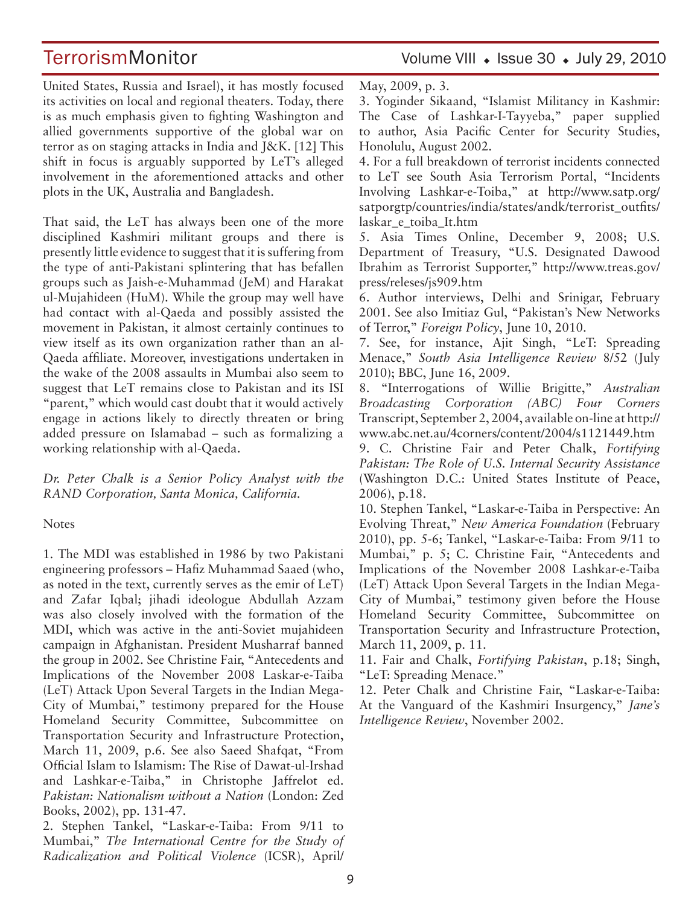United States, Russia and Israel), it has mostly focused its activities on local and regional theaters. Today, there is as much emphasis given to fighting Washington and allied governments supportive of the global war on terror as on staging attacks in India and J&K. [12] This shift in focus is arguably supported by LeT's alleged involvement in the aforementioned attacks and other plots in the UK, Australia and Bangladesh.

That said, the LeT has always been one of the more disciplined Kashmiri militant groups and there is presently little evidence to suggest that it is suffering from the type of anti-Pakistani splintering that has befallen groups such as Jaish-e-Muhammad (JeM) and Harakat ul-Mujahideen (HuM). While the group may well have had contact with al-Qaeda and possibly assisted the movement in Pakistan, it almost certainly continues to view itself as its own organization rather than an al-Qaeda affiliate. Moreover, investigations undertaken in the wake of the 2008 assaults in Mumbai also seem to suggest that LeT remains close to Pakistan and its ISI "parent," which would cast doubt that it would actively engage in actions likely to directly threaten or bring added pressure on Islamabad – such as formalizing a working relationship with al-Qaeda.

*Dr. Peter Chalk is a Senior Policy Analyst with the RAND Corporation, Santa Monica, California.*

Notes

1. The MDI was established in 1986 by two Pakistani engineering professors – Hafiz Muhammad Saaed (who, as noted in the text, currently serves as the emir of LeT) and Zafar Iqbal; jihadi ideologue Abdullah Azzam was also closely involved with the formation of the MDI, which was active in the anti-Soviet mujahideen campaign in Afghanistan. President Musharraf banned the group in 2002. See Christine Fair, "Antecedents and Implications of the November 2008 Laskar-e-Taiba (LeT) Attack Upon Several Targets in the Indian Mega-City of Mumbai," testimony prepared for the House Homeland Security Committee, Subcommittee on Transportation Security and Infrastructure Protection, March 11, 2009, p.6. See also Saeed Shafqat, "From Official Islam to Islamism: The Rise of Dawat-ul-Irshad and Lashkar-e-Taiba," in Christophe Jaffrelot ed. *Pakistan: Nationalism without a Nation* (London: Zed Books, 2002), pp. 131-47.
2. Stephen Tankel, "Laskar-e-Taiba: From 9/11 to Mumbai," *The International Centre for the Study of Radicalization and Political Violence* (ICSR), April/May, 2009, p. 3.
3. Yoginder Sikaand, "Islamist Militancy in Kashmir: The Case of Lashkar-I-Tayyeba," paper supplied to author, Asia Pacific Center for Security Studies, Honolulu, August 2002.
4. For a full breakdown of terrorist incidents connected to LeT see South Asia Terrorism Portal, "Incidents Involving Lashkar-e-Toiba," at http://www.satp.org/satporgtp/countries/india/states/andk/terrorist_outfits/laskar_e_toiba_It.htm
5. Asia Times Online, December 9, 2008; U.S. Department of Treasury, "U.S. Designated Dawood Ibrahim as Terrorist Supporter," http://www.treas.gov/press/releses/js909.htm
6. Author interviews, Delhi and Srinigar, February 2001. See also Imitiaz Gul, "Pakistan's New Networks of Terror," *Foreign Policy*, June 10, 2010.
7. See, for instance, Ajit Singh, "LeT: Spreading Menace," *South Asia Intelligence Review* 8/52 (July 2010); BBC, June 16, 2009.
8. "Interrogations of Willie Brigitte," *Australian Broadcasting Corporation (ABC) Four Corners* Transcript, September 2, 2004, available on-line at http://www.abc.net.au/4corners/content/2004/s1121449.htm
9. C. Christine Fair and Peter Chalk, *Fortifying Pakistan: The Role of U.S. Internal Security Assistance* (Washington D.C.: United States Institute of Peace, 2006), p.18.
10. Stephen Tankel, "Laskar-e-Taiba in Perspective: An Evolving Threat," *New America Foundation* (February 2010), pp. 5-6; Tankel, "Laskar-e-Taiba: From 9/11 to Mumbai," p. 5; C. Christine Fair, "Antecedents and Implications of the November 2008 Lashkar-e-Taiba (LeT) Attack Upon Several Targets in the Indian Mega-City of Mumbai," testimony given before the House Homeland Security Committee, Subcommittee on Transportation Security and Infrastructure Protection, March 11, 2009, p. 11.
11. Fair and Chalk, *Fortifying Pakistan*, p.18; Singh, "LeT: Spreading Menace."
12. Peter Chalk and Christine Fair, "Laskar-e-Taiba: At the Vanguard of the Kashmiri Insurgency," *Jane's Intelligence Review*, November 2002.